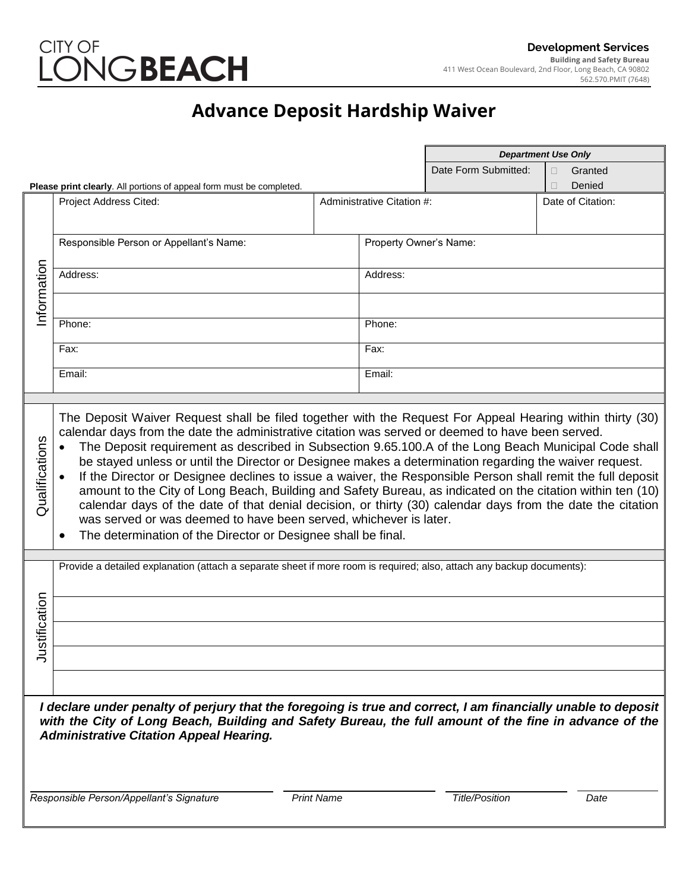CITY OF LONG**BEACH**

**Development Services**
**Building and Safety Bureau**
411 West Ocean Boulevard, 2nd Floor, Long Beach, CA 90802
562.570.PMIT (7648)

# Advance Deposit Hardship Waiver

| ***Department Use Only*** | |
|---|---|
| Date Form Submitted: | ☐ Granted<br>☐ Denied |

**Please print clearly**. All portions of appeal form must be completed.

## Information

| Project Address Cited: | Administrative Citation #: | Date of Citation: |
|---|---|---|
| | | |

| Responsible Person or Appellant's Name: | Property Owner's Name: |
|---|---|
| Address: | Address: |
| | |
| Phone: | Phone: |
| Fax: | Fax: |
| Email: | Email: |

## Qualifications

The Deposit Waiver Request shall be filed together with the Request For Appeal Hearing within thirty (30) calendar days from the date the administrative citation was served or deemed to have been served.

- The Deposit requirement as described in Subsection 9.65.100.A of the Long Beach Municipal Code shall be stayed unless or until the Director or Designee makes a determination regarding the waiver request.
- If the Director or Designee declines to issue a waiver, the Responsible Person shall remit the full deposit amount to the City of Long Beach, Building and Safety Bureau, as indicated on the citation within ten (10) calendar days of the date of that denial decision, or thirty (30) calendar days from the date the citation was served or was deemed to have been served, whichever is later.
- The determination of the Director or Designee shall be final.

## Justification

Provide a detailed explanation (attach a separate sheet if more room is required; also, attach any backup documents):

_____________________________________________

_____________________________________________

_____________________________________________

_____________________________________________

***I declare under penalty of perjury that the foregoing is true and correct, I am financially unable to deposit with the City of Long Beach, Building and Safety Bureau, the full amount of the fine in advance of the Administrative Citation Appeal Hearing.***

| *Responsible Person/Appellant's Signature* | *Print Name* | *Title/Position* | *Date* |
|---|---|---|---|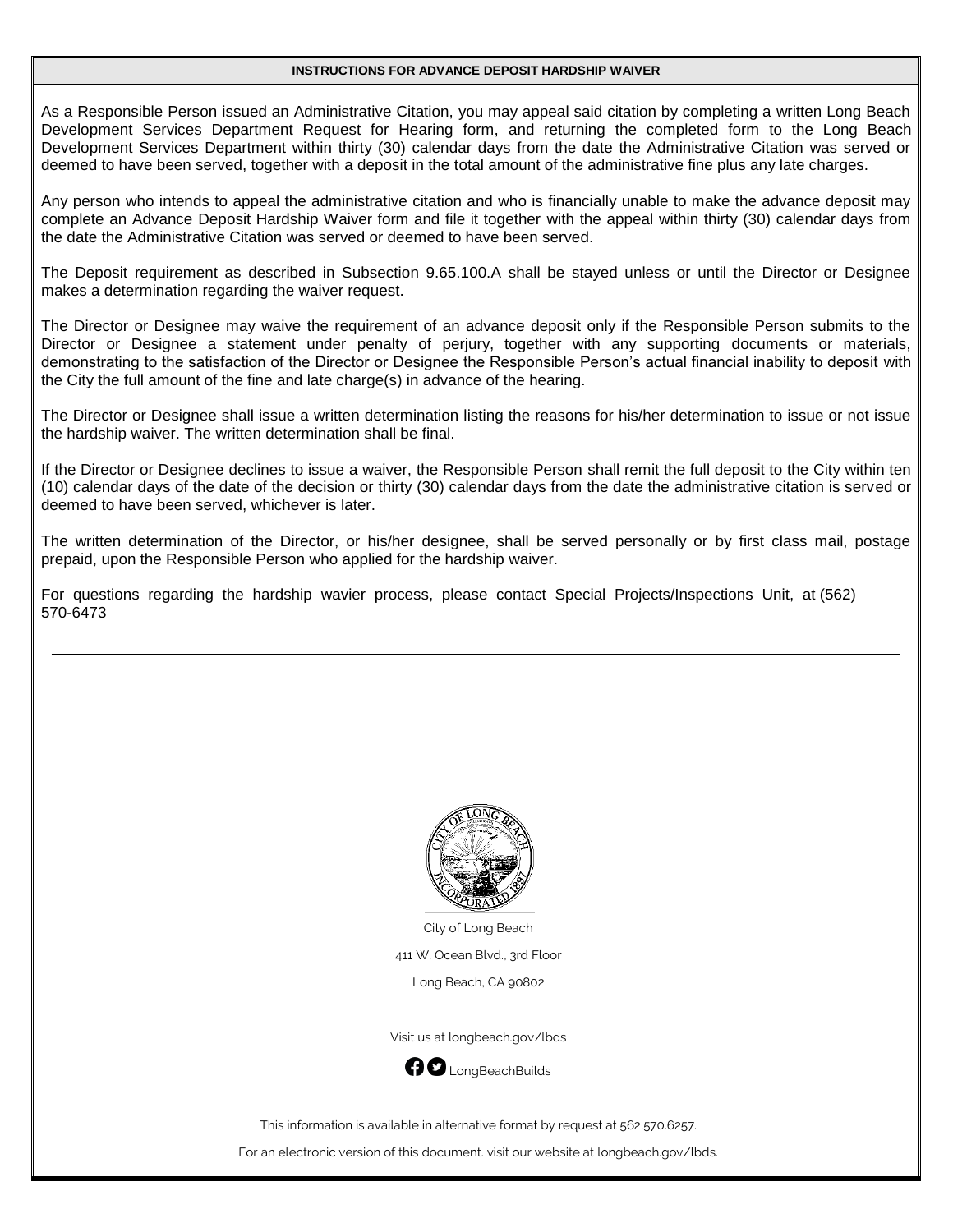## INSTRUCTIONS FOR ADVANCE DEPOSIT HARDSHIP WAIVER

As a Responsible Person issued an Administrative Citation, you may appeal said citation by completing a written Long Beach Development Services Department Request for Hearing form, and returning the completed form to the Long Beach Development Services Department within thirty (30) calendar days from the date the Administrative Citation was served or deemed to have been served, together with a deposit in the total amount of the administrative fine plus any late charges.

Any person who intends to appeal the administrative citation and who is financially unable to make the advance deposit may complete an Advance Deposit Hardship Waiver form and file it together with the appeal within thirty (30) calendar days from the date the Administrative Citation was served or deemed to have been served.

The Deposit requirement as described in Subsection 9.65.100.A shall be stayed unless or until the Director or Designee makes a determination regarding the waiver request.

The Director or Designee may waive the requirement of an advance deposit only if the Responsible Person submits to the Director or Designee a statement under penalty of perjury, together with any supporting documents or materials, demonstrating to the satisfaction of the Director or Designee the Responsible Person's actual financial inability to deposit with the City the full amount of the fine and late charge(s) in advance of the hearing.

The Director or Designee shall issue a written determination listing the reasons for his/her determination to issue or not issue the hardship waiver. The written determination shall be final.

If the Director or Designee declines to issue a waiver, the Responsible Person shall remit the full deposit to the City within ten (10) calendar days of the date of the decision or thirty (30) calendar days from the date the administrative citation is served or deemed to have been served, whichever is later.

The written determination of the Director, or his/her designee, shall be served personally or by first class mail, postage prepaid, upon the Responsible Person who applied for the hardship waiver.

For questions regarding the hardship wavier process, please contact Special Projects/Inspections Unit, at (562) 570-6473

---

City of Long Beach

411 W. Ocean Blvd., 3rd Floor

Long Beach, CA 90802

Visit us at longbeach.gov/lbds

LongBeachBuilds

This information is available in alternative format by request at 562.570.6257.

For an electronic version of this document. visit our website at longbeach.gov/lbds.